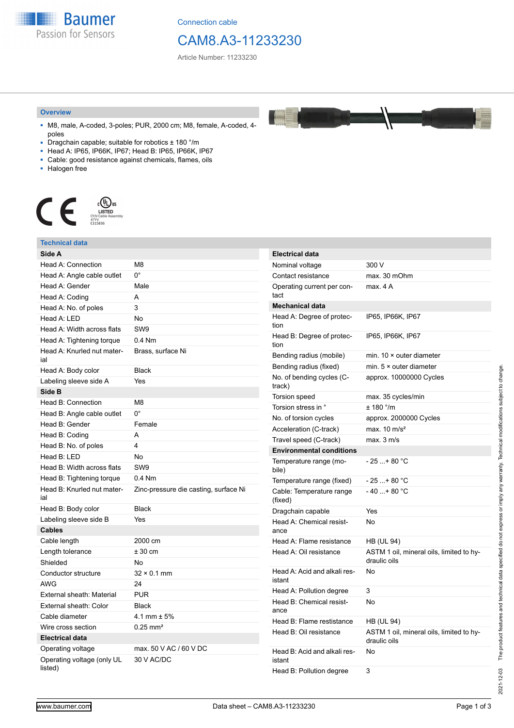Connection cable

# CAM8.A3-11233230

Article Number: 11233230

## Overview

- M8, male, A-coded, 3-poles; PUR, 2000 cm; M8, female, A-coded, 4-poles
- Dragchain capable; suitable for robotics ± 180 °/m
- Head A: IP65, IP66K, IP67; Head B: IP65, IP66K, IP67
- Cable: good resistance against chemicals, flames, oils
- Halogen free

## Technical data

| **Side A** | |
|---|---|
| Head A: Connection | M8 |
| Head A: Angle cable outlet | 0° |
| Head A: Gender | Male |
| Head A: Coding | A |
| Head A: No. of poles | 3 |
| Head A: LED | No |
| Head A: Width across flats | SW9 |
| Head A: Tightening torque | 0.4 Nm |
| Head A: Knurled nut material | Brass, surface Ni |
| Head A: Body color | Black |
| Labeling sleeve side A | Yes |
| **Side B** | |
| Head B: Connection | M8 |
| Head B: Angle cable outlet | 0° |
| Head B: Gender | Female |
| Head B: Coding | A |
| Head B: No. of poles | 4 |
| Head B: LED | No |
| Head B: Width across flats | SW9 |
| Head B: Tightening torque | 0.4 Nm |
| Head B: Knurled nut material | Zinc-pressure die casting, surface Ni |
| Head B: Body color | Black |
| Labeling sleeve side B | Yes |
| **Cables** | |
| Cable length | 2000 cm |
| Length tolerance | ± 30 cm |
| Shielded | No |
| Conductor structure | 32 × 0.1 mm |
| AWG | 24 |
| External sheath: Material | PUR |
| External sheath: Color | Black |
| Cable diameter | 4.1 mm ± 5% |
| Wire cross section | 0.25 mm² |
| **Electrical data** | |
| Operating voltage | max. 50 V AC / 60 V DC |
| Operating voltage (only UL listed) | 30 V AC/DC |

| **Electrical data** | |
|---|---|
| Nominal voltage | 300 V |
| Contact resistance | max. 30 mOhm |
| Operating current per contact | max. 4 A |
| **Mechanical data** | |
| Head A: Degree of protection | IP65, IP66K, IP67 |
| Head B: Degree of protection | IP65, IP66K, IP67 |
| Bending radius (mobile) | min. 10 × outer diameter |
| Bending radius (fixed) | min. 5 × outer diameter |
| No. of bending cycles (C-track) | approx. 10000000 Cycles |
| Torsion speed | max. 35 cycles/min |
| Torsion stress in ° | ± 180 °/m |
| No. of torsion cycles | approx. 2000000 Cycles |
| Acceleration (C-track) | max. 10 m/s² |
| Travel speed (C-track) | max. 3 m/s |
| **Environmental conditions** | |
| Temperature range (mobile) | - 25 ...+ 80 °C |
| Temperature range (fixed) | - 25 ...+ 80 °C |
| Cable: Temperature range (fixed) | - 40 ...+ 80 °C |
| Dragchain capable | Yes |
| Head A: Chemical resistance | No |
| Head A: Flame resistance | HB (UL 94) |
| Head A: Oil resistance | ASTM 1 oil, mineral oils, limited to hydraulic oils |
| Head A: Acid and alkali resistant | No |
| Head A: Pollution degree | 3 |
| Head B: Chemical resistance | No |
| Head B: Flame resistance | HB (UL 94) |
| Head B: Oil resistance | ASTM 1 oil, mineral oils, limited to hydraulic oils |
| Head B: Acid and alkali resistant | No |
| Head B: Pollution degree | 3 |

2021-12-03 The product features and technical data specified do not express or imply any warranty. Technical modifications subject to change.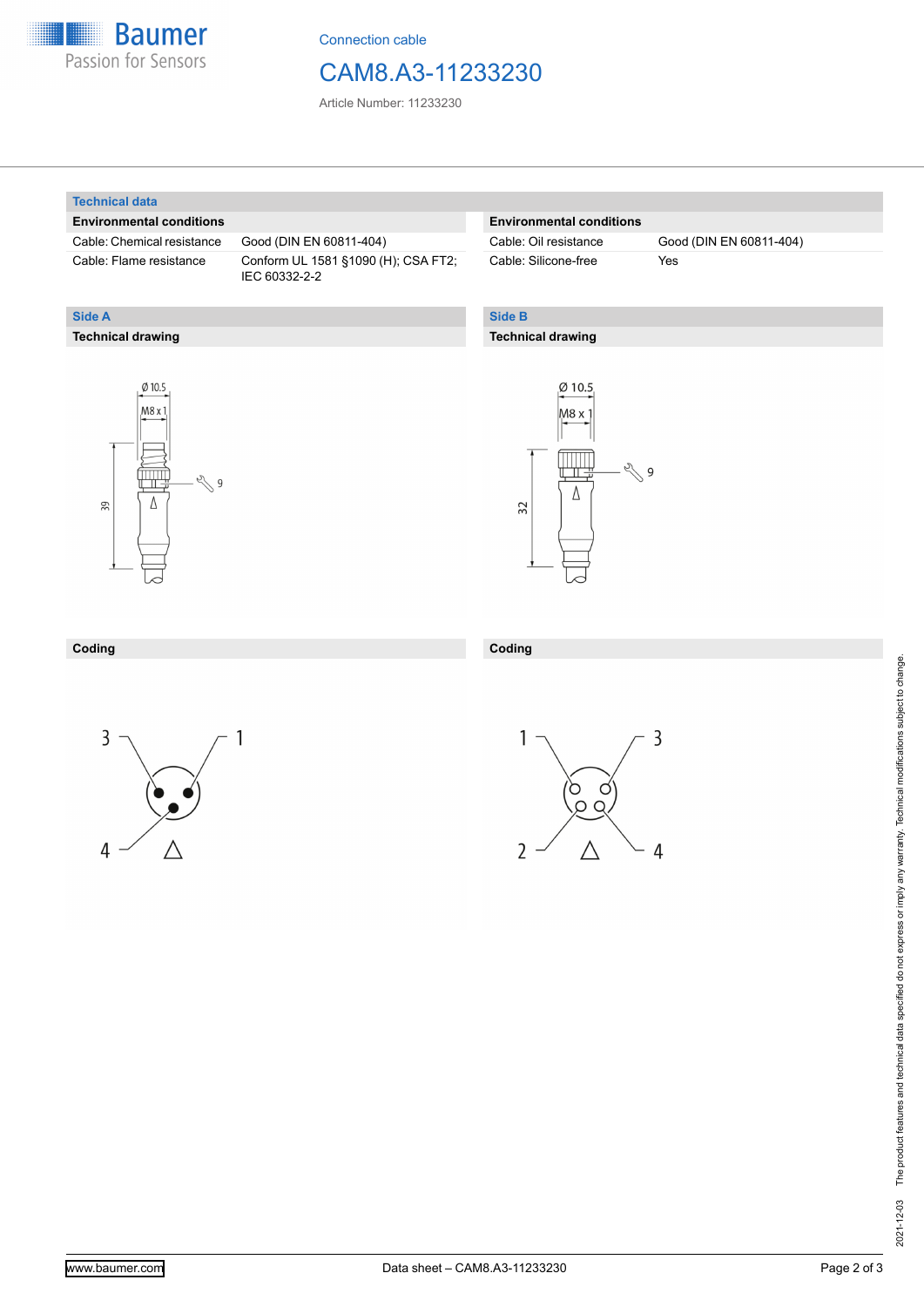## Technical data

### Environmental conditions

| | |
|---|---|
| Cable: Chemical resistance | Good (DIN EN 60811-404) |
| Cable: Flame resistance | Conform UL 1581 §1090 (H); CSA FT2; IEC 60332-2-2 |
| Cable: Oil resistance | Good (DIN EN 60811-404) |
| Cable: Silicone-free | Yes |

## Side A

### Technical drawing

Ø 10.5

M8 x 1

39

9

### Coding

3, 1, 4

## Side B

### Technical drawing

Ø 10.5

M8 x 1

32

9

### Coding

1, 3, 2, 4

2021-12-03 The product features and technical data specified do not express or imply any warranty. Technical modifications subject to change.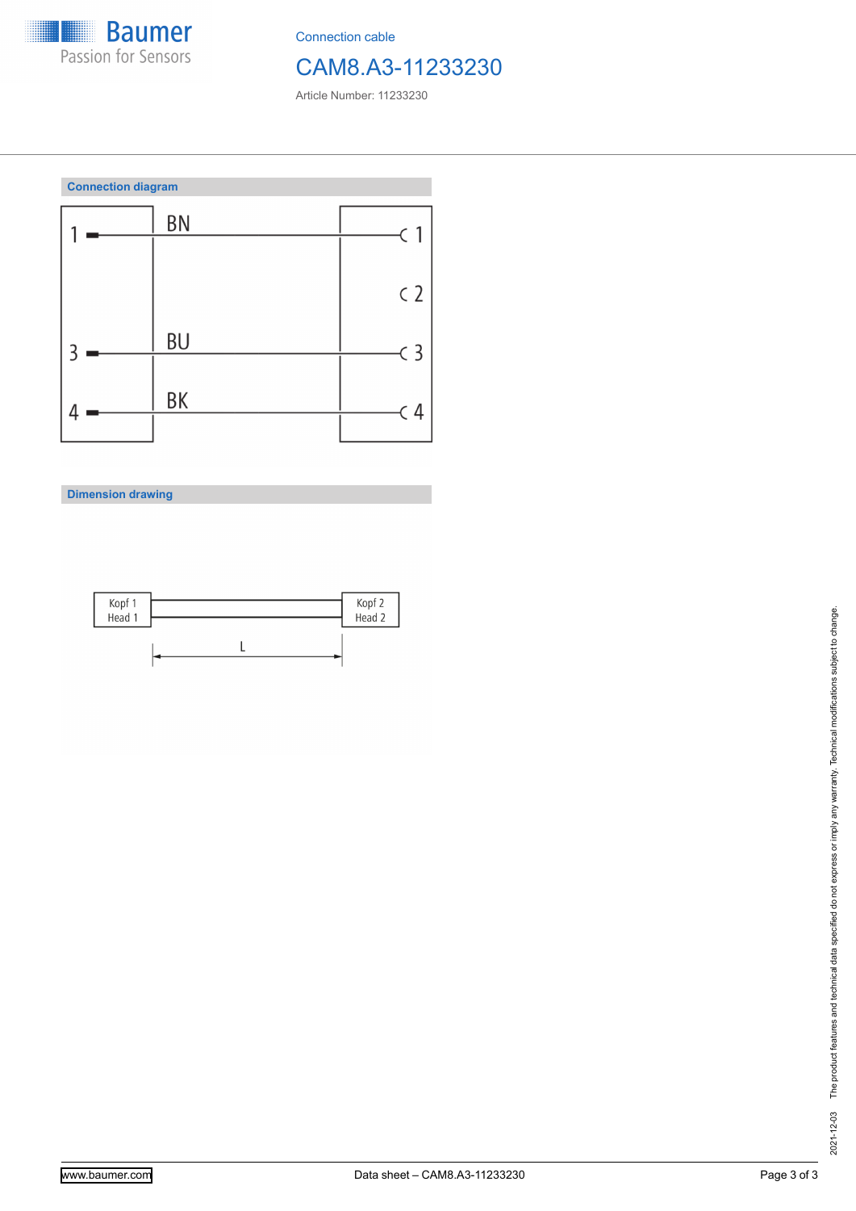Connection cable

# CAM8.A3-11233230

Article Number: 11233230

## Connection diagram

1 BN 1

2

3 BU 3

4 BK 4

## Dimension drawing

Kopf 1
Head 1

Kopf 2
Head 2

L

The product features and technical data specified do not express or imply any warranty. Technical modifications subject to change.

2021-12-03